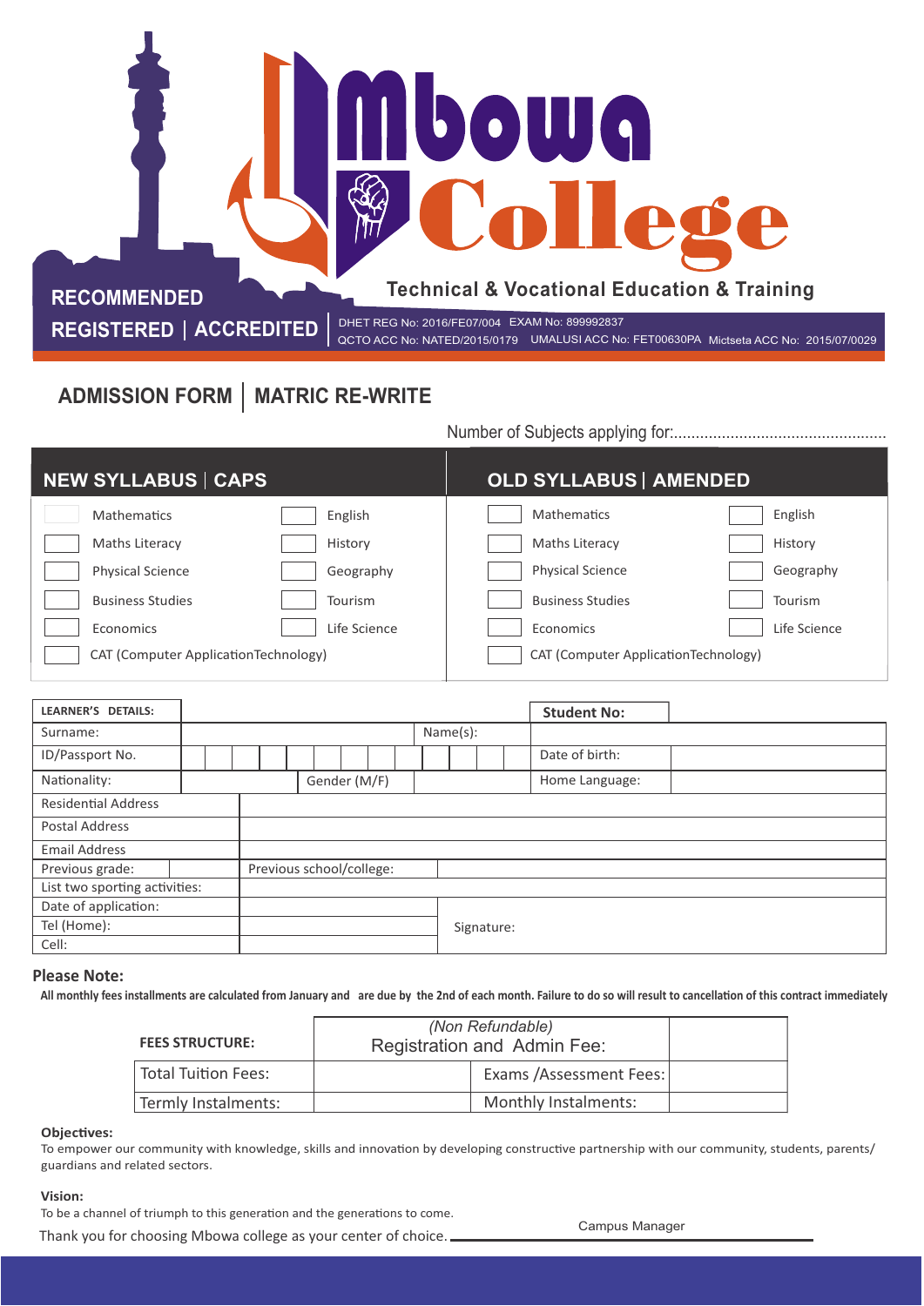# Mbowa College

**Technical & Vocational Education & Training**

**RECOMMENDED**

**REGISTERED | ACCREDITED**

DHET REG No: 2016/FE07/004 EXAM No: 899992837
QCTO ACC No: NATED/2015/0179 UMALUSI ACC No: FET00630PA Mictseta ACC No: 2015/07/0029

## ADMISSION FORM | MATRIC RE-WRITE

Number of Subjects applying for:.................................................

| NEW SYLLABUS \| CAPS | | OLD SYLLABUS \| AMENDED | |
|---|---|---|---|
| ☐ Mathematics | ☐ English | ☐ Mathematics | ☐ English |
| ☐ Maths Literacy | ☐ History | ☐ Maths Literacy | ☐ History |
| ☐ Physical Science | ☐ Geography | ☐ Physical Science | ☐ Geography |
| ☐ Business Studies | ☐ Tourism | ☐ Business Studies | ☐ Tourism |
| ☐ Economics | ☐ Life Science | ☐ Economics | ☐ Life Science |
| ☐ CAT (Computer ApplicationTechnology) | | ☐ CAT (Computer ApplicationTechnology) | |

| **LEARNER'S DETAILS:** | | | | **Student No:** | |
|---|---|---|---|---|---|
| Surname: | | Name(s): | | | |
| ID/Passport No. | | | | Date of birth: | |
| Nationality: | | Gender (M/F) | | Home Language: | |
| Residential Address | | | | | |
| Postal Address | | | | | |
| Email Address | | | | | |
| Previous grade: | | Previous school/college: | | | |
| List two sporting activities: | | | | | |
| Date of application: | | | | | |
| Tel (Home): | | Signature: | | | |
| Cell: | | | | | |

**Please Note:**

**All monthly fees installments are calculated from January and are due by the 2nd of each month. Failure to do so will result to cancellation of this contract immediately**

| **FEES STRUCTURE:** | *(Non Refundable)* Registration and Admin Fee: | | |
|---|---|---|---|
| Total Tuition Fees: | | Exams /Assessment Fees: | |
| Termly Instalments: | | Monthly Instalments: | |

**Objectives:**

To empower our community with knowledge, skills and innovation by developing constructive partnership with our community, students, parents/ guardians and related sectors.

**Vision:**

To be a channel of triumph to this generation and the generations to come.

Thank you for choosing Mbowa college as your center of choice. ______________________

Campus Manager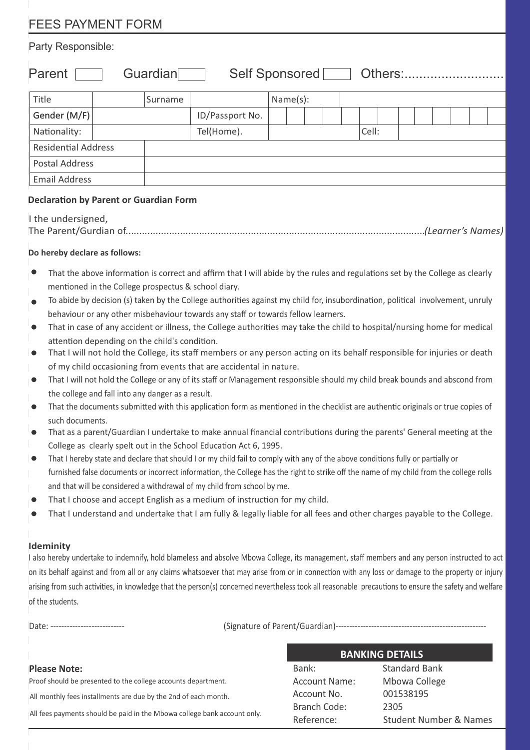# FEES PAYMENT FORM

Party Responsible:

Parent ☐ Guardian ☐ Self Sponsored ☐ Others:............................

| Title | | Surname | | Name(s): | | | | | | | | | | | | |
|---|---|---|---|---|---|---|---|---|---|---|---|---|---|---|---|---|
| Gender (M/F) | | | ID/Passport No. | | | | | | | | | | | | | |
| Nationality: | | | Tel(Home). | | | | | Cell: | | | | | | | | |
| Residential Address | | | | | | | | | | | | | | | | |
| Postal Address | | | | | | | | | | | | | | | | |
| Email Address | | | | | | | | | | | | | | | | |

**Declaration by Parent or Guardian Form**

I the undersigned,
The Parent/Gurdian of..............................................................................................................*(Learner's Names)*

**Do hereby declare as follows:**

- That the above information is correct and affirm that I will abide by the rules and regulations set by the College as clearly mentioned in the College prospectus & school diary.
- To abide by decision (s) taken by the College authorities against my child for, insubordination, political involvement, unruly behaviour or any other misbehaviour towards any staff or towards fellow learners.
- That in case of any accident or illness, the College authorities may take the child to hospital/nursing home for medical attention depending on the child's condition.
- That I will not hold the College, its staff members or any person acting on its behalf responsible for injuries or death of my child occasioning from events that are accidental in nature.
- That I will not hold the College or any of its staff or Management responsible should my child break bounds and abscond from the college and fall into any danger as a result.
- That the documents submitted with this application form as mentioned in the checklist are authentic originals or true copies of such documents.
- That as a parent/Guardian I undertake to make annual financial contributions during the parents' General meeting at the College as clearly spelt out in the School Education Act 6, 1995.
- That I hereby state and declare that should I or my child fail to comply with any of the above conditions fully or partially or furnished false documents or incorrect information, the College has the right to strike off the name of my child from the college rolls and that will be considered a withdrawal of my child from school by me.
- That I choose and accept English as a medium of instruction for my child.
- That I understand and undertake that I am fully & legally liable for all fees and other charges payable to the College.

**Ideminity**

I also hereby undertake to indemnify, hold blameless and absolve Mbowa College, its management, staff members and any person instructed to act on its behalf against and from all or any claims whatsoever that may arise from or in connection with any loss or damage to the property or injury arising from such activities, in knowledge that the person(s) concerned nevertheless took all reasonable precautions to ensure the safety and welfare of the students.

Date: --------------------------- (Signature of Parent/Guardian)-------------------------------------------------------

**Please Note:**

Proof should be presented to the college accounts department.

All monthly fees installments are due by the 2nd of each month.

All fees payments should be paid in the Mbowa college bank account only.

| BANKING DETAILS | |
|---|---|
| Bank: | Standard Bank |
| Account Name: | Mbowa College |
| Account No. | 001538195 |
| Branch Code: | 2305 |
| Reference: | Student Number & Names |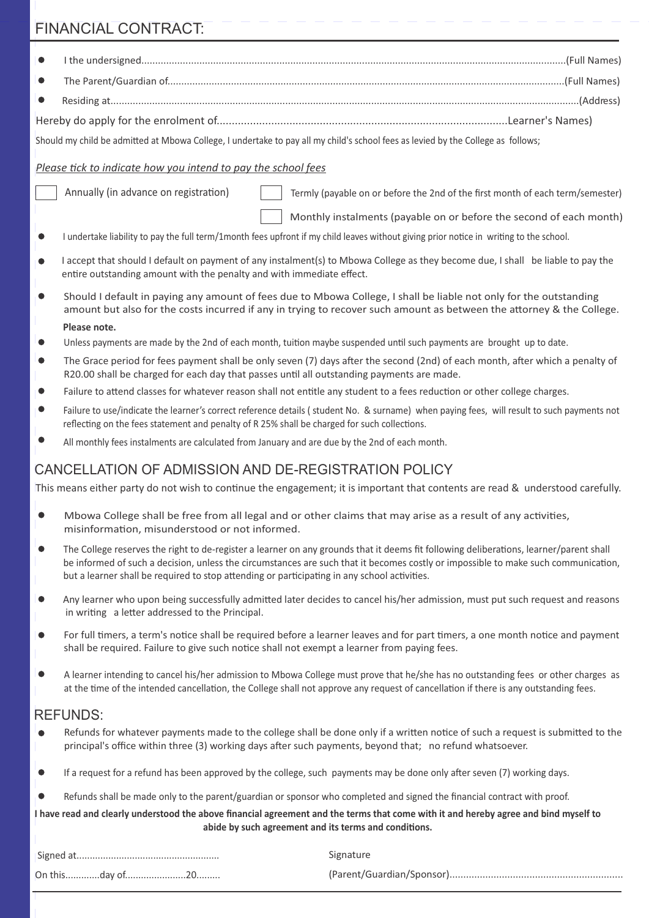## FINANCIAL CONTRACT:

- I the undersigned.......................................................................................................................................................(Full Names)
- The Parent/Guardian of...........................................................................................................................................(Full Names)
- Residing at...................................................................................................................................................................(Address)

Hereby do apply for the enrolment of...............................................................................................Learner's Names)

Should my child be admitted at Mbowa College, I undertake to pay all my child's school fees as levied by the College as follows;

*Please tick to indicate how you intend to pay the school fees*

☐ Annually (in advance on registration)

☐ Termly (payable on or before the 2nd of the first month of each term/semester)

☐ Monthly instalments (payable on or before the second of each month)

- I undertake liability to pay the full term/1month fees upfront if my child leaves without giving prior notice in writing to the school.
- I accept that should I default on payment of any instalment(s) to Mbowa College as they become due, I shall be liable to pay the entire outstanding amount with the penalty and with immediate effect.
- Should I default in paying any amount of fees due to Mbowa College, I shall be liable not only for the outstanding amount but also for the costs incurred if any in trying to recover such amount as between the attorney & the College.

**Please note.**

- Unless payments are made by the 2nd of each month, tuition maybe suspended until such payments are brought up to date.
- The Grace period for fees payment shall be only seven (7) days after the second (2nd) of each month, after which a penalty of R20.00 shall be charged for each day that passes until all outstanding payments are made.
- Failure to attend classes for whatever reason shall not entitle any student to a fees reduction or other college charges.
- Failure to use/indicate the learner's correct reference details ( student No. & surname) when paying fees, will result to such payments not reflecting on the fees statement and penalty of R 25% shall be charged for such collections.
- All monthly fees instalments are calculated from January and are due by the 2nd of each month.

## CANCELLATION OF ADMISSION AND DE-REGISTRATION POLICY

This means either party do not wish to continue the engagement; it is important that contents are read & understood carefully.

- Mbowa College shall be free from all legal and or other claims that may arise as a result of any activities, misinformation, misunderstood or not informed.
- The College reserves the right to de-register a learner on any grounds that it deems fit following deliberations, learner/parent shall be informed of such a decision, unless the circumstances are such that it becomes costly or impossible to make such communication, but a learner shall be required to stop attending or participating in any school activities.
- Any learner who upon being successfully admitted later decides to cancel his/her admission, must put such request and reasons in writing a letter addressed to the Principal.
- For full timers, a term's notice shall be required before a learner leaves and for part timers, a one month notice and payment shall be required. Failure to give such notice shall not exempt a learner from paying fees.
- A learner intending to cancel his/her admission to Mbowa College must prove that he/she has no outstanding fees or other charges as at the time of the intended cancellation, the College shall not approve any request of cancellation if there is any outstanding fees.

## REFUNDS:

- Refunds for whatever payments made to the college shall be done only if a written notice of such a request is submitted to the principal's office within three (3) working days after such payments, beyond that; no refund whatsoever.
- If a request for a refund has been approved by the college, such payments may be done only after seven (7) working days.
- Refunds shall be made only to the parent/guardian or sponsor who completed and signed the financial contract with proof.

**I have read and clearly understood the above financial agreement and the terms that come with it and hereby agree and bind myself to abide by such agreement and its terms and conditions.**

Signed at.....................................................

On this............day of......................20.........

Signature

(Parent/Guardian/Sponsor)..............................................................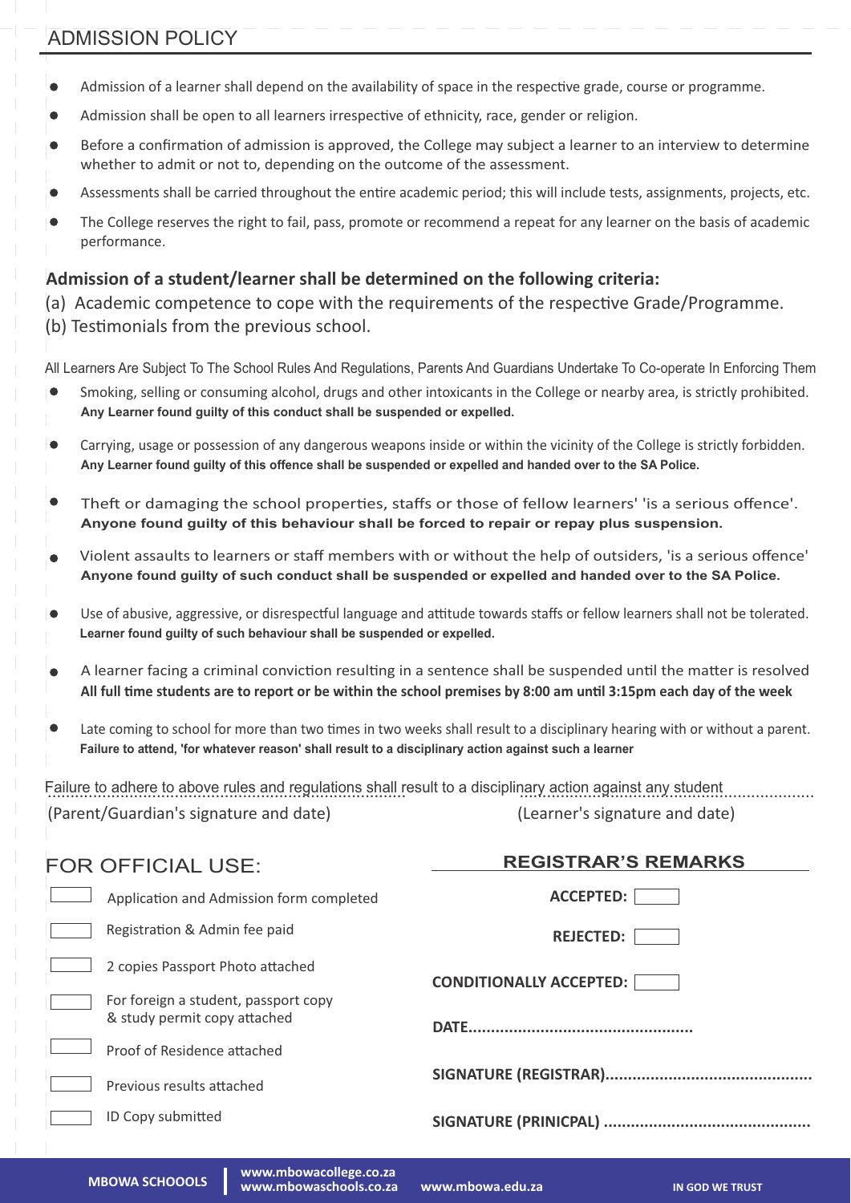## ADMISSION POLICY

- Admission of a learner shall depend on the availability of space in the respective grade, course or programme.
- Admission shall be open to all learners irrespective of ethnicity, race, gender or religion.
- Before a confirmation of admission is approved, the College may subject a learner to an interview to determine whether to admit or not to, depending on the outcome of the assessment.
- Assessments shall be carried throughout the entire academic period; this will include tests, assignments, projects, etc.
- The College reserves the right to fail, pass, promote or recommend a repeat for any learner on the basis of academic performance.

**Admission of a student/learner shall be determined on the following criteria:**

(a) Academic competence to cope with the requirements of the respective Grade/Programme.
(b) Testimonials from the previous school.

All Learners Are Subject To The School Rules And Regulations, Parents And Guardians Undertake To Co-operate In Enforcing Them

- Smoking, selling or consuming alcohol, drugs and other intoxicants in the College or nearby area, is strictly prohibited.
  **Any Learner found guilty of this conduct shall be suspended or expelled.**
- Carrying, usage or possession of any dangerous weapons inside or within the vicinity of the College is strictly forbidden.
  **Any Learner found guilty of this offence shall be suspended or expelled and handed over to the SA Police.**
- Theft or damaging the school properties, staffs or those of fellow learners' 'is a serious offence'.
  **Anyone found guilty of this behaviour shall be forced to repair or repay plus suspension.**
- Violent assaults to learners or staff members with or without the help of outsiders, 'is a serious offence'
  **Anyone found guilty of such conduct shall be suspended or expelled and handed over to the SA Police.**
- Use of abusive, aggressive, or disrespectful language and attitude towards staffs or fellow learners shall not be tolerated.
  **Learner found guilty of such behaviour shall be suspended or expelled.**
- A learner facing a criminal conviction resulting in a sentence shall be suspended until the matter is resolved
  **All full time students are to report or be within the school premises by 8:00 am until 3:15pm each day of the week**
- Late coming to school for more than two times in two weeks shall result to a disciplinary hearing with or without a parent.
  **Failure to attend, 'for whatever reason' shall result to a disciplinary action against such a learner**

Failure to adhere to above rules and regulations shall result to a disciplinary action against any student

(Parent/Guardian's signature and date) (Learner's signature and date)

## FOR OFFICIAL USE:

- [ ] Application and Admission form completed
- [ ] Registration & Admin fee paid
- [ ] 2 copies Passport Photo attached
- [ ] For foreign a student, passport copy & study permit copy attached
- [ ] Proof of Residence attached
- [ ] Previous results attached
- [ ] ID Copy submitted

## REGISTRAR'S REMARKS

**ACCEPTED:** [ ]

**REJECTED:** [ ]

**CONDITIONALLY ACCEPTED:** [ ]

**DATE................................................**

**SIGNATURE (REGISTRAR)............................................**

**SIGNATURE (PRINICPAL) ............................................**

**MBOWA SCHOOLS** | **www.mbowacollege.co.za** **www.mbowaschools.co.za** **www.mbowa.edu.za** **IN GOD WE TRUST**